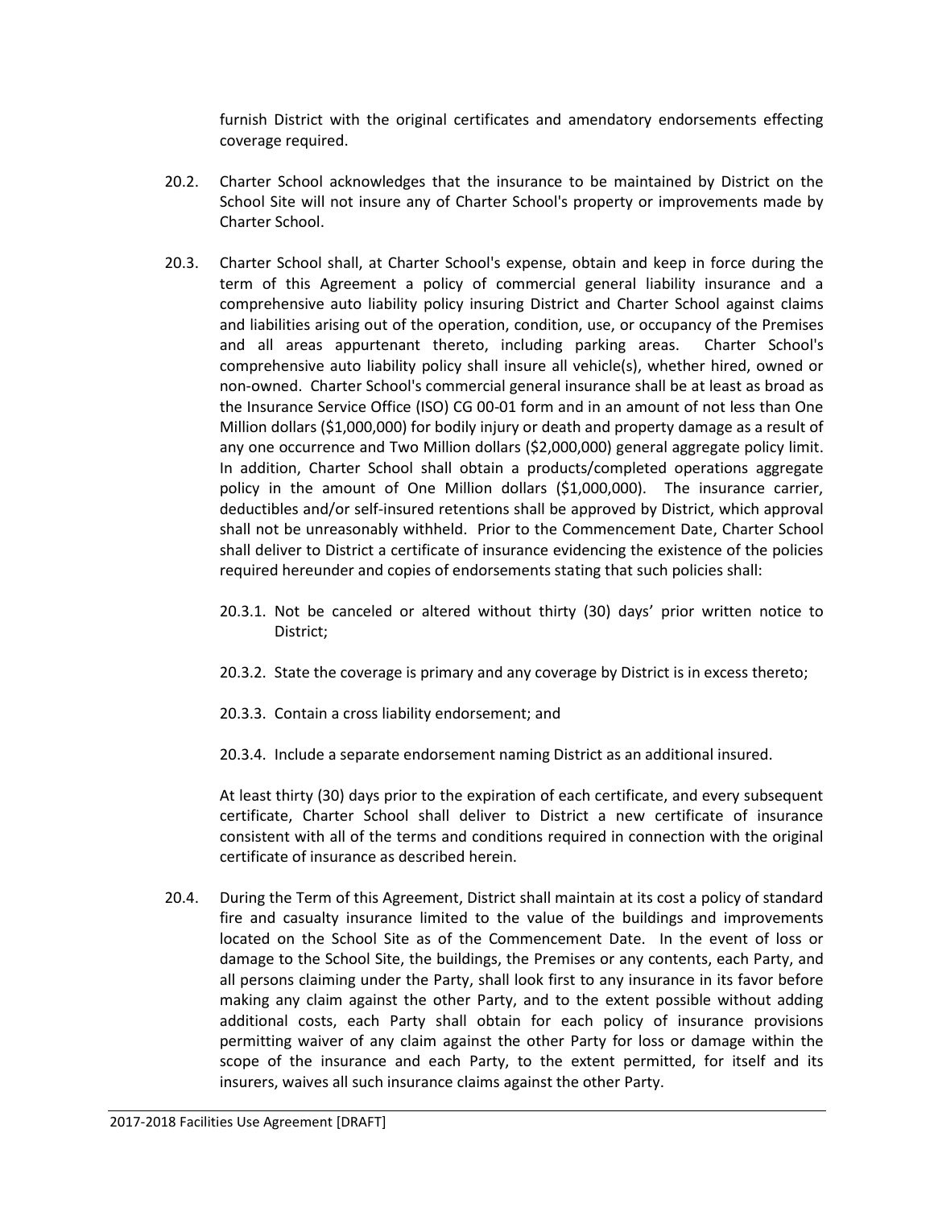furnish District with the original certificates and amendatory endorsements effecting coverage required.

20.2. Charter School acknowledges that the insurance to be maintained by District on the School Site will not insure any of Charter School's property or improvements made by Charter School.

20.3. Charter School shall, at Charter School's expense, obtain and keep in force during the term of this Agreement a policy of commercial general liability insurance and a comprehensive auto liability policy insuring District and Charter School against claims and liabilities arising out of the operation, condition, use, or occupancy of the Premises and all areas appurtenant thereto, including parking areas. Charter School's comprehensive auto liability policy shall insure all vehicle(s), whether hired, owned or non-owned. Charter School's commercial general insurance shall be at least as broad as the Insurance Service Office (ISO) CG 00-01 form and in an amount of not less than One Million dollars ($1,000,000) for bodily injury or death and property damage as a result of any one occurrence and Two Million dollars ($2,000,000) general aggregate policy limit. In addition, Charter School shall obtain a products/completed operations aggregate policy in the amount of One Million dollars ($1,000,000). The insurance carrier, deductibles and/or self-insured retentions shall be approved by District, which approval shall not be unreasonably withheld. Prior to the Commencement Date, Charter School shall deliver to District a certificate of insurance evidencing the existence of the policies required hereunder and copies of endorsements stating that such policies shall:

20.3.1. Not be canceled or altered without thirty (30) days' prior written notice to District;

20.3.2. State the coverage is primary and any coverage by District is in excess thereto;

20.3.3. Contain a cross liability endorsement; and

20.3.4. Include a separate endorsement naming District as an additional insured.

At least thirty (30) days prior to the expiration of each certificate, and every subsequent certificate, Charter School shall deliver to District a new certificate of insurance consistent with all of the terms and conditions required in connection with the original certificate of insurance as described herein.

20.4. During the Term of this Agreement, District shall maintain at its cost a policy of standard fire and casualty insurance limited to the value of the buildings and improvements located on the School Site as of the Commencement Date. In the event of loss or damage to the School Site, the buildings, the Premises or any contents, each Party, and all persons claiming under the Party, shall look first to any insurance in its favor before making any claim against the other Party, and to the extent possible without adding additional costs, each Party shall obtain for each policy of insurance provisions permitting waiver of any claim against the other Party for loss or damage within the scope of the insurance and each Party, to the extent permitted, for itself and its insurers, waives all such insurance claims against the other Party.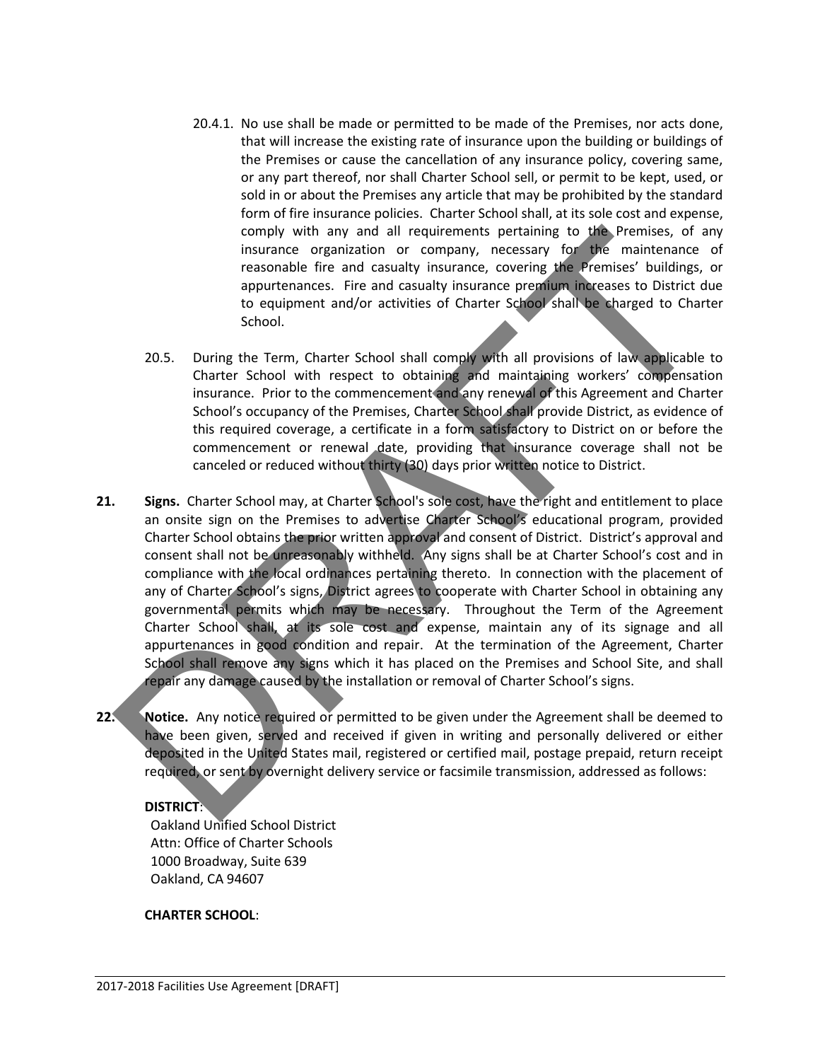20.4.1. No use shall be made or permitted to be made of the Premises, nor acts done, that will increase the existing rate of insurance upon the building or buildings of the Premises or cause the cancellation of any insurance policy, covering same, or any part thereof, nor shall Charter School sell, or permit to be kept, used, or sold in or about the Premises any article that may be prohibited by the standard form of fire insurance policies. Charter School shall, at its sole cost and expense, comply with any and all requirements pertaining to the Premises, of any insurance organization or company, necessary for the maintenance of reasonable fire and casualty insurance, covering the Premises' buildings, or appurtenances. Fire and casualty insurance premium increases to District due to equipment and/or activities of Charter School shall be charged to Charter School.

20.5. During the Term, Charter School shall comply with all provisions of law applicable to Charter School with respect to obtaining and maintaining workers' compensation insurance. Prior to the commencement and any renewal of this Agreement and Charter School's occupancy of the Premises, Charter School shall provide District, as evidence of this required coverage, a certificate in a form satisfactory to District on or before the commencement or renewal date, providing that insurance coverage shall not be canceled or reduced without thirty (30) days prior written notice to District.

**21. Signs.** Charter School may, at Charter School's sole cost, have the right and entitlement to place an onsite sign on the Premises to advertise Charter School's educational program, provided Charter School obtains the prior written approval and consent of District. District's approval and consent shall not be unreasonably withheld. Any signs shall be at Charter School's cost and in compliance with the local ordinances pertaining thereto. In connection with the placement of any of Charter School's signs, District agrees to cooperate with Charter School in obtaining any governmental permits which may be necessary. Throughout the Term of the Agreement Charter School shall, at its sole cost and expense, maintain any of its signage and all appurtenances in good condition and repair. At the termination of the Agreement, Charter School shall remove any signs which it has placed on the Premises and School Site, and shall repair any damage caused by the installation or removal of Charter School's signs.

**22. Notice.** Any notice required or permitted to be given under the Agreement shall be deemed to have been given, served and received if given in writing and personally delivered or either deposited in the United States mail, registered or certified mail, postage prepaid, return receipt required, or sent by overnight delivery service or facsimile transmission, addressed as follows:

**DISTRICT**:
Oakland Unified School District
Attn: Office of Charter Schools
1000 Broadway, Suite 639
Oakland, CA 94607

**CHARTER SCHOOL**: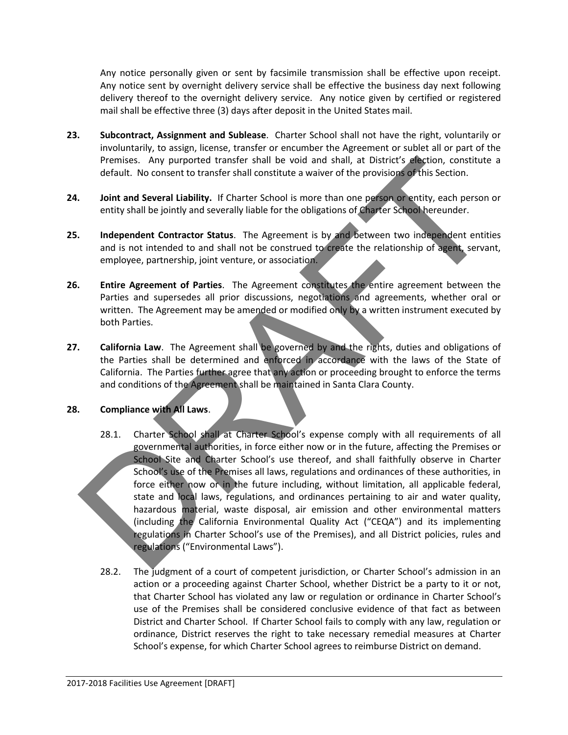Any notice personally given or sent by facsimile transmission shall be effective upon receipt. Any notice sent by overnight delivery service shall be effective the business day next following delivery thereof to the overnight delivery service. Any notice given by certified or registered mail shall be effective three (3) days after deposit in the United States mail.

**23. Subcontract, Assignment and Sublease**. Charter School shall not have the right, voluntarily or involuntarily, to assign, license, transfer or encumber the Agreement or sublet all or part of the Premises. Any purported transfer shall be void and shall, at District's election, constitute a default. No consent to transfer shall constitute a waiver of the provisions of this Section.

**24. Joint and Several Liability.** If Charter School is more than one person or entity, each person or entity shall be jointly and severally liable for the obligations of Charter School hereunder.

**25. Independent Contractor Status**. The Agreement is by and between two independent entities and is not intended to and shall not be construed to create the relationship of agent, servant, employee, partnership, joint venture, or association.

**26. Entire Agreement of Parties**. The Agreement constitutes the entire agreement between the Parties and supersedes all prior discussions, negotiations and agreements, whether oral or written. The Agreement may be amended or modified only by a written instrument executed by both Parties.

**27. California Law**. The Agreement shall be governed by and the rights, duties and obligations of the Parties shall be determined and enforced in accordance with the laws of the State of California. The Parties further agree that any action or proceeding brought to enforce the terms and conditions of the Agreement shall be maintained in Santa Clara County.

**28. Compliance with All Laws**.

28.1. Charter School shall at Charter School's expense comply with all requirements of all governmental authorities, in force either now or in the future, affecting the Premises or School Site and Charter School's use thereof, and shall faithfully observe in Charter School's use of the Premises all laws, regulations and ordinances of these authorities, in force either now or in the future including, without limitation, all applicable federal, state and local laws, regulations, and ordinances pertaining to air and water quality, hazardous material, waste disposal, air emission and other environmental matters (including the California Environmental Quality Act ("CEQA") and its implementing regulations in Charter School's use of the Premises), and all District policies, rules and regulations ("Environmental Laws").

28.2. The judgment of a court of competent jurisdiction, or Charter School's admission in an action or a proceeding against Charter School, whether District be a party to it or not, that Charter School has violated any law or regulation or ordinance in Charter School's use of the Premises shall be considered conclusive evidence of that fact as between District and Charter School. If Charter School fails to comply with any law, regulation or ordinance, District reserves the right to take necessary remedial measures at Charter School's expense, for which Charter School agrees to reimburse District on demand.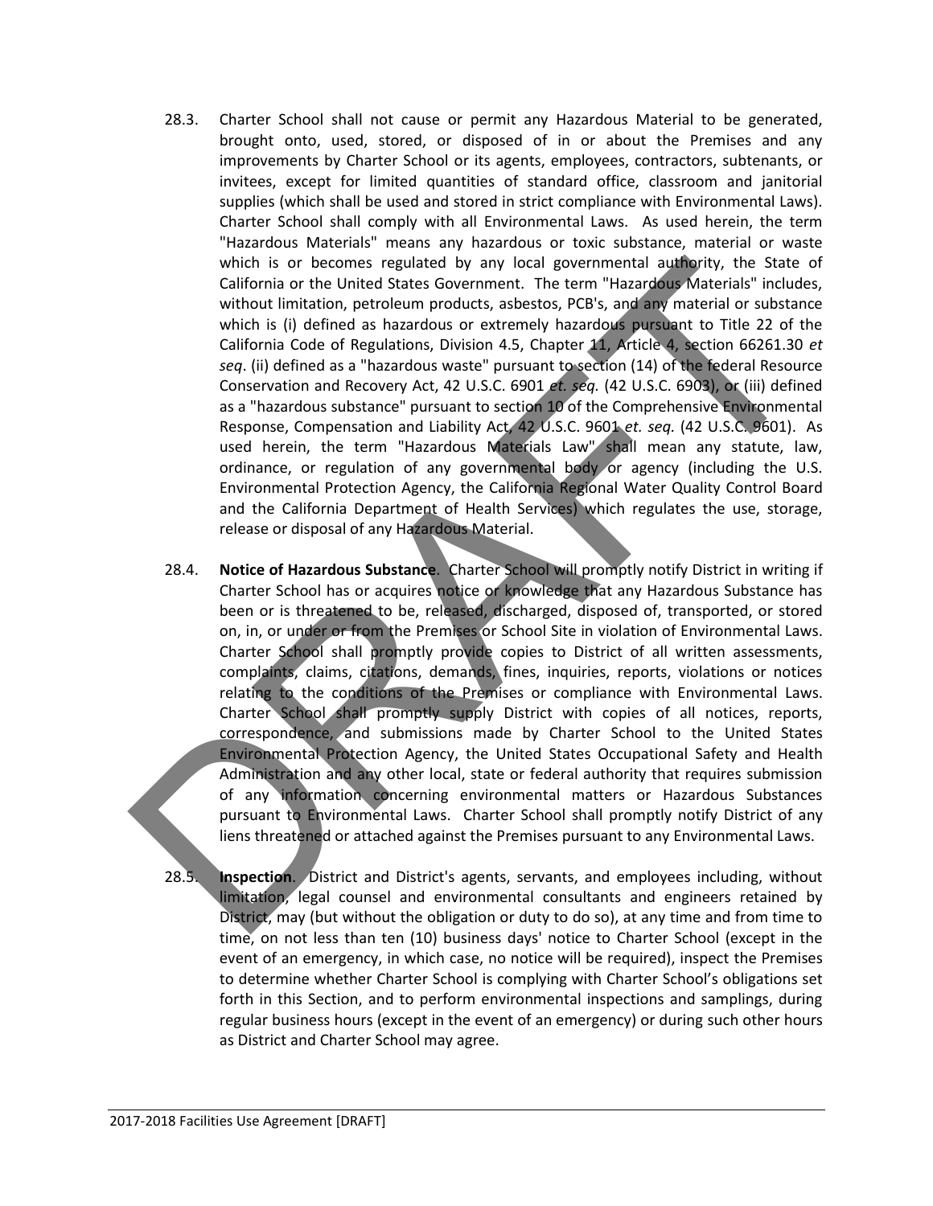28.3. Charter School shall not cause or permit any Hazardous Material to be generated, brought onto, used, stored, or disposed of in or about the Premises and any improvements by Charter School or its agents, employees, contractors, subtenants, or invitees, except for limited quantities of standard office, classroom and janitorial supplies (which shall be used and stored in strict compliance with Environmental Laws). Charter School shall comply with all Environmental Laws. As used herein, the term "Hazardous Materials" means any hazardous or toxic substance, material or waste which is or becomes regulated by any local governmental authority, the State of California or the United States Government. The term "Hazardous Materials" includes, without limitation, petroleum products, asbestos, PCB's, and any material or substance which is (i) defined as hazardous or extremely hazardous pursuant to Title 22 of the California Code of Regulations, Division 4.5, Chapter 11, Article 4, section 66261.30 *et seq*. (ii) defined as a "hazardous waste" pursuant to section (14) of the federal Resource Conservation and Recovery Act, 42 U.S.C. 6901 *et. seq.* (42 U.S.C. 6903), or (iii) defined as a "hazardous substance" pursuant to section 10 of the Comprehensive Environmental Response, Compensation and Liability Act, 42 U.S.C. 9601 *et. seq.* (42 U.S.C. 9601). As used herein, the term "Hazardous Materials Law" shall mean any statute, law, ordinance, or regulation of any governmental body or agency (including the U.S. Environmental Protection Agency, the California Regional Water Quality Control Board and the California Department of Health Services) which regulates the use, storage, release or disposal of any Hazardous Material.

28.4. **Notice of Hazardous Substance**. Charter School will promptly notify District in writing if Charter School has or acquires notice or knowledge that any Hazardous Substance has been or is threatened to be, released, discharged, disposed of, transported, or stored on, in, or under or from the Premises or School Site in violation of Environmental Laws. Charter School shall promptly provide copies to District of all written assessments, complaints, claims, citations, demands, fines, inquiries, reports, violations or notices relating to the conditions of the Premises or compliance with Environmental Laws. Charter School shall promptly supply District with copies of all notices, reports, correspondence, and submissions made by Charter School to the United States Environmental Protection Agency, the United States Occupational Safety and Health Administration and any other local, state or federal authority that requires submission of any information concerning environmental matters or Hazardous Substances pursuant to Environmental Laws. Charter School shall promptly notify District of any liens threatened or attached against the Premises pursuant to any Environmental Laws.

28.5. **Inspection**. District and District's agents, servants, and employees including, without limitation, legal counsel and environmental consultants and engineers retained by District, may (but without the obligation or duty to do so), at any time and from time to time, on not less than ten (10) business days' notice to Charter School (except in the event of an emergency, in which case, no notice will be required), inspect the Premises to determine whether Charter School is complying with Charter School's obligations set forth in this Section, and to perform environmental inspections and samplings, during regular business hours (except in the event of an emergency) or during such other hours as District and Charter School may agree.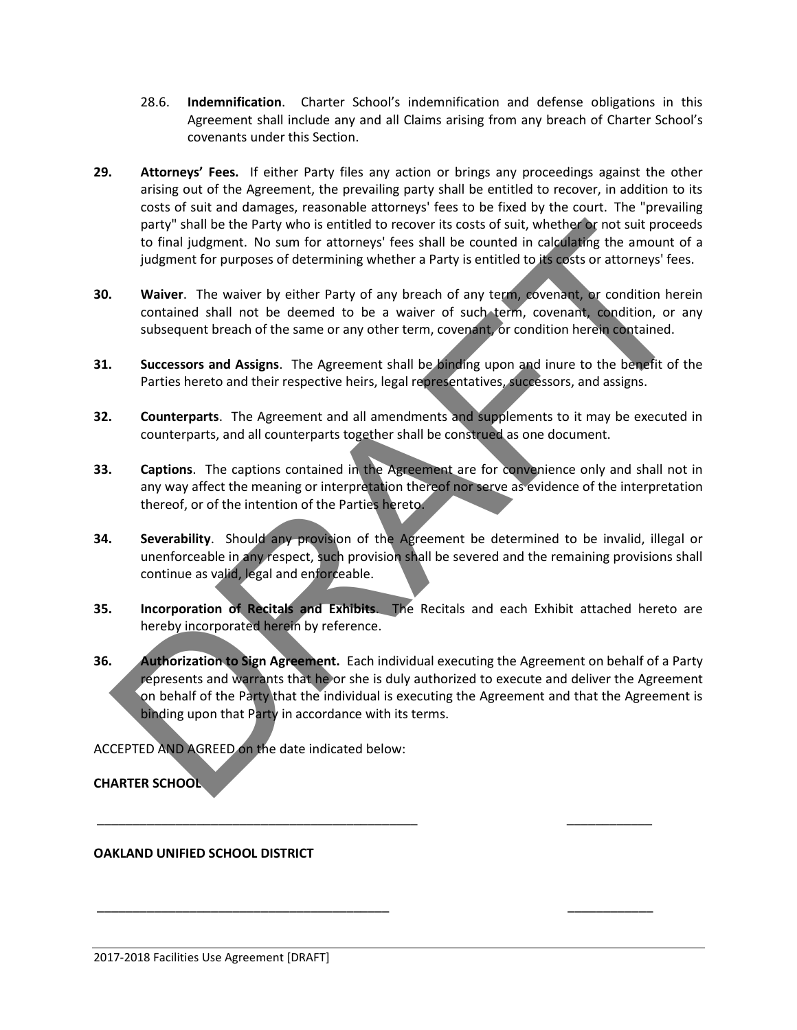28.6. **Indemnification**. Charter School's indemnification and defense obligations in this Agreement shall include any and all Claims arising from any breach of Charter School's covenants under this Section.

**29. Attorneys' Fees.** If either Party files any action or brings any proceedings against the other arising out of the Agreement, the prevailing party shall be entitled to recover, in addition to its costs of suit and damages, reasonable attorneys' fees to be fixed by the court. The "prevailing party" shall be the Party who is entitled to recover its costs of suit, whether or not suit proceeds to final judgment. No sum for attorneys' fees shall be counted in calculating the amount of a judgment for purposes of determining whether a Party is entitled to its costs or attorneys' fees.

**30. Waiver**. The waiver by either Party of any breach of any term, covenant, or condition herein contained shall not be deemed to be a waiver of such term, covenant, condition, or any subsequent breach of the same or any other term, covenant, or condition herein contained.

**31. Successors and Assigns**. The Agreement shall be binding upon and inure to the benefit of the Parties hereto and their respective heirs, legal representatives, successors, and assigns.

**32. Counterparts**. The Agreement and all amendments and supplements to it may be executed in counterparts, and all counterparts together shall be construed as one document.

**33. Captions**. The captions contained in the Agreement are for convenience only and shall not in any way affect the meaning or interpretation thereof nor serve as evidence of the interpretation thereof, or of the intention of the Parties hereto.

**34. Severability**. Should any provision of the Agreement be determined to be invalid, illegal or unenforceable in any respect, such provision shall be severed and the remaining provisions shall continue as valid, legal and enforceable.

**35. Incorporation of Recitals and Exhibits**. The Recitals and each Exhibit attached hereto are hereby incorporated herein by reference.

**36. Authorization to Sign Agreement.** Each individual executing the Agreement on behalf of a Party represents and warrants that he or she is duly authorized to execute and deliver the Agreement on behalf of the Party that the individual is executing the Agreement and that the Agreement is binding upon that Party in accordance with its terms.

ACCEPTED AND AGREED on the date indicated below:

**CHARTER SCHOOL**

_______________________________________________ _____________

**OAKLAND UNIFIED SCHOOL DISTRICT**

_______________________________________________ _____________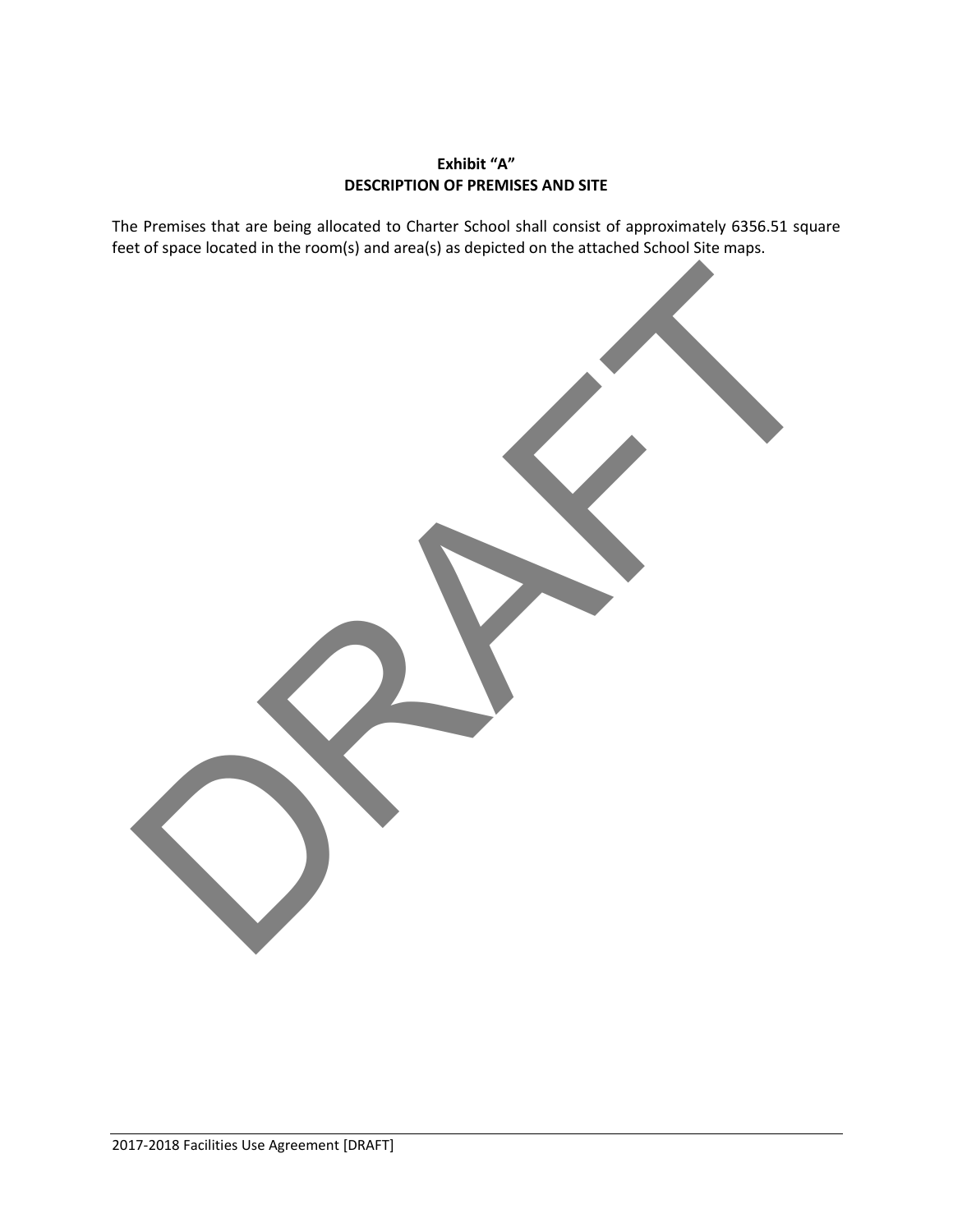**Exhibit "A"**
**DESCRIPTION OF PREMISES AND SITE**

The Premises that are being allocated to Charter School shall consist of approximately 6356.51 square feet of space located in the room(s) and area(s) as depicted on the attached School Site maps.